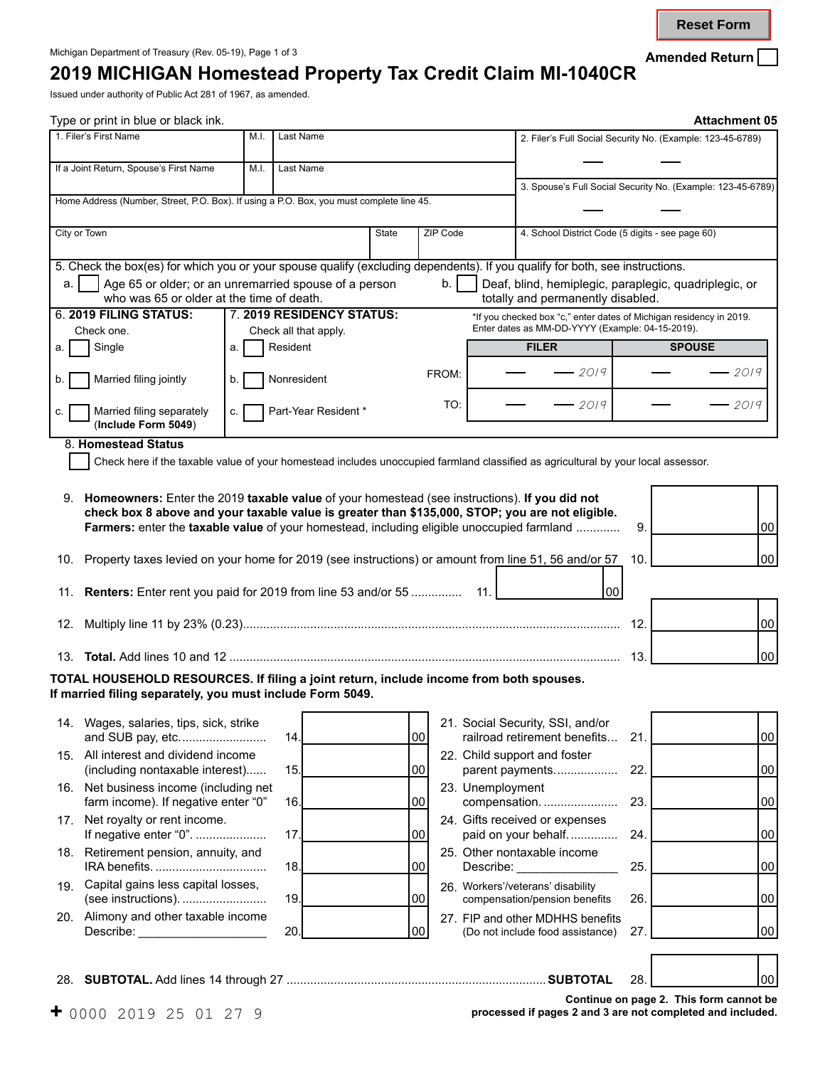Reset Form

Michigan Department of Treasury (Rev. 05-19), Page 1 of 3

Amended Return ☐

# 2019 MICHIGAN Homestead Property Tax Credit Claim MI-1040CR

Issued under authority of Public Act 281 of 1967, as amended.

Type or print in blue or black ink.

**Attachment 05**

| 1. Filer's First Name | M.I. | Last Name | 2. Filer's Full Social Security No. (Example: 123-45-6789) |
|---|---|---|---|
| If a Joint Return, Spouse's First Name | M.I. | Last Name | 3. Spouse's Full Social Security No. (Example: 123-45-6789) |
| Home Address (Number, Street, P.O. Box). If using a P.O. Box, you must complete line 45. | | | |
| City or Town | State | ZIP Code | 4. School District Code (5 digits - see page 60) |

5. Check the box(es) for which you or your spouse qualify (excluding dependents). If you qualify for both, see instructions.

a. ☐ Age 65 or older; or an unremarried spouse of a person who was 65 or older at the time of death.

b. ☐ Deaf, blind, hemiplegic, paraplegic, quadriplegic, or totally and permanently disabled.

**6. 2019 FILING STATUS:** Check one.

a. ☐ Single

b. ☐ Married filing jointly

c. ☐ Married filing separately (**Include Form 5049**)

**7. 2019 RESIDENCY STATUS:** Check all that apply.

a. ☐ Resident

b. ☐ Nonresident

c. ☐ Part-Year Resident *

*If you checked box "c," enter dates of Michigan residency in 2019. Enter dates as MM-DD-YYYY (Example: 04-15-2019).

| | FILER | SPOUSE |
|---|---|---|
| FROM: | — — 2019 | — — 2019 |
| TO: | — — 2019 | — — 2019 |

**8. Homestead Status**

☐ Check here if the taxable value of your homestead includes unoccupied farmland classified as agricultural by your local assessor.

| Line | Description | Amount |
|---|---|---|
| 9. | **Homeowners:** Enter the 2019 **taxable value** of your homestead (see instructions). **If you did not check box 8 above and your taxable value is greater than $135,000, STOP; you are not eligible. Farmers:** enter the **taxable value** of your homestead, including eligible unoccupied farmland | 9. .00 |
| 10. | Property taxes levied on your home for 2019 (see instructions) or amount from line 51, 56 and/or 57 | 10. .00 |
| 11. | **Renters:** Enter rent you paid for 2019 from line 53 and/or 55 | 11. .00 |
| 12. | Multiply line 11 by 23% (0.23) | 12. .00 |
| 13. | **Total.** Add lines 10 and 12 | 13. .00 |

**TOTAL HOUSEHOLD RESOURCES. If filing a joint return, include income from both spouses. If married filing separately, you must include Form 5049.**

| Line | Description | Amount | Line | Description | Amount |
|---|---|---|---|---|---|
| 14. | Wages, salaries, tips, sick, strike and SUB pay, etc. | 14. .00 | 21. | Social Security, SSI, and/or railroad retirement benefits | 21. .00 |
| 15. | All interest and dividend income (including nontaxable interest) | 15. .00 | 22. | Child support and foster parent payments | 22. .00 |
| 16. | Net business income (including net farm income). If negative enter "0" | 16. .00 | 23. | Unemployment compensation | 23. .00 |
| 17. | Net royalty or rent income. If negative enter "0". | 17. .00 | 24. | Gifts received or expenses paid on your behalf | 24. .00 |
| 18. | Retirement pension, annuity, and IRA benefits. | 18. .00 | 25. | Other nontaxable income Describe: ___________ | 25. .00 |
| 19. | Capital gains less capital losses, (see instructions). | 19. .00 | 26. | Workers'/veterans' disability compensation/pension benefits | 26. .00 |
| 20. | Alimony and other taxable income Describe: ___________ | 20. .00 | 27. | FIP and other MDHHS benefits (Do not include food assistance) | 27. .00 |

28. **SUBTOTAL.** Add lines 14 through 27 .......... **SUBTOTAL** 28. .00

**Continue on page 2. This form cannot be processed if pages 2 and 3 are not completed and included.**

+ 0000 2019 25 01 27 9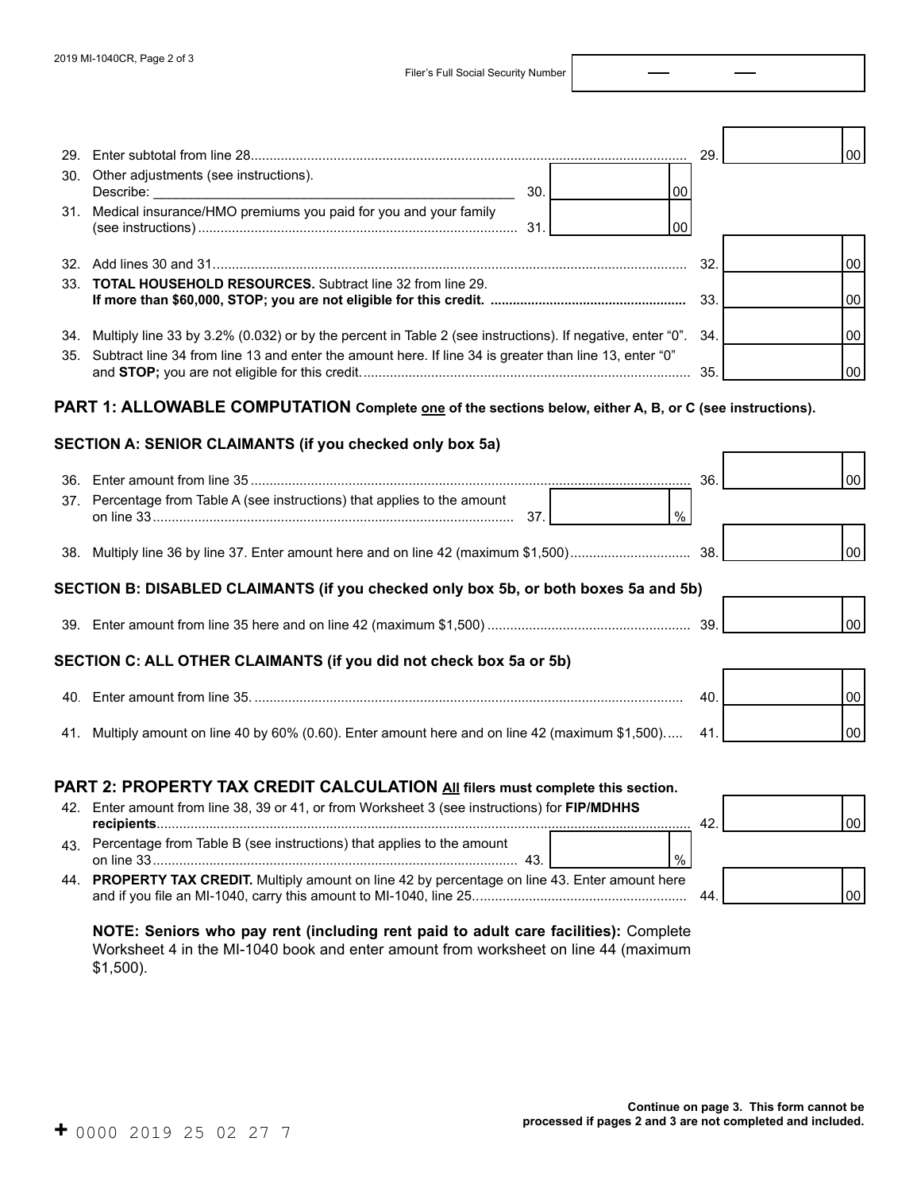Filer's Full Social Security Number

29. Enter subtotal from line 28 .......... 29. ______ 00
30. Other adjustments (see instructions). Describe: ______________________ 30. ______ 00
31. Medical insurance/HMO premiums you paid for you and your family (see instructions) .......... 31. ______ 00
32. Add lines 30 and 31 .......... 32. ______ 00
33. **TOTAL HOUSEHOLD RESOURCES.** Subtract line 32 from line 29. **If more than $60,000, STOP; you are not eligible for this credit.** .......... 33. ______ 00
34. Multiply line 33 by 3.2% (0.032) or by the percent in Table 2 (see instructions). If negative, enter "0". 34. ______ 00
35. Subtract line 34 from line 13 and enter the amount here. If line 34 is greater than line 13, enter "0" and **STOP;** you are not eligible for this credit. .......... 35. ______ 00

## PART 1: ALLOWABLE COMPUTATION Complete one of the sections below, either A, B, or C (see instructions).

### SECTION A: SENIOR CLAIMANTS (if you checked only box 5a)

36. Enter amount from line 35 .......... 36. ______ 00
37. Percentage from Table A (see instructions) that applies to the amount on line 33 .......... 37. ______ %
38. Multiply line 36 by line 37. Enter amount here and on line 42 (maximum $1,500) .......... 38. ______ 00

### SECTION B: DISABLED CLAIMANTS (if you checked only box 5b, or both boxes 5a and 5b)

39. Enter amount from line 35 here and on line 42 (maximum $1,500) .......... 39. ______ 00

### SECTION C: ALL OTHER CLAIMANTS (if you did not check box 5a or 5b)

40. Enter amount from line 35. .......... 40. ______ 00
41. Multiply amount on line 40 by 60% (0.60). Enter amount here and on line 42 (maximum $1,500). .......... 41. ______ 00

## PART 2: PROPERTY TAX CREDIT CALCULATION All filers must complete this section.

42. Enter amount from line 38, 39 or 41, or from Worksheet 3 (see instructions) for **FIP/MDHHS recipients** .......... 42. ______ 00
43. Percentage from Table B (see instructions) that applies to the amount on line 33 .......... 43. ______ %
44. **PROPERTY TAX CREDIT.** Multiply amount on line 42 by percentage on line 43. Enter amount here and if you file an MI-1040, carry this amount to MI-1040, line 25. .......... 44. ______ 00

**NOTE: Seniors who pay rent (including rent paid to adult care facilities):** Complete Worksheet 4 in the MI-1040 book and enter amount from worksheet on line 44 (maximum $1,500).

**Continue on page 3. This form cannot be processed if pages 2 and 3 are not completed and included.**

+ 0000 2019 25 02 27 7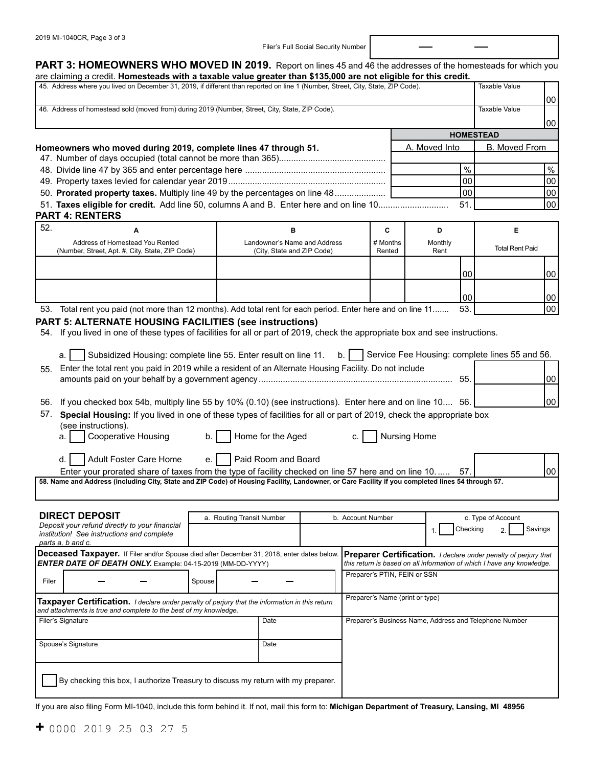Filer's Full Social Security Number

## PART 3: HOMEOWNERS WHO MOVED IN 2019.

Report on lines 45 and 46 the addresses of the homesteads for which you are claiming a credit. **Homesteads with a taxable value greater than $135,000 are not eligible for this credit.**

| | Taxable Value |
|---|---|
| 45. Address where you lived on December 31, 2019, if different than reported on line 1 (Number, Street, City, State, ZIP Code). | 00 |
| 46. Address of homestead sold (moved from) during 2019 (Number, Street, City, State, ZIP Code). | 00 |

**Homeowners who moved during 2019, complete lines 47 through 51.**

| | HOMESTEAD A. Moved Into | HOMESTEAD B. Moved From |
|---|---|---|
| 47. Number of days occupied (total cannot be more than 365) | | |
| 48. Divide line 47 by 365 and enter percentage here | % | % |
| 49. Property taxes levied for calendar year 2019 | 00 | 00 |
| 50. **Prorated property taxes.** Multiply line 49 by the percentages on line 48 | 00 | 00 |
| 51. **Taxes eligible for credit.** Add line 50, columns A and B. Enter here and on line 10 | 51. | 00 |

## PART 4: RENTERS

| 52. A<br>Address of Homestead You Rented (Number, Street, Apt. #, City, State, ZIP Code) | B<br>Landowner's Name and Address (City, State and ZIP Code) | C<br># Months Rented | D<br>Monthly Rent | E<br>Total Rent Paid |
|---|---|---|---|---|
| | | | 00 | 00 |
| | | | 00 | 00 |

53. Total rent you paid (not more than 12 months). Add total rent for each period. Enter here and on line 11....... 53. ______ 00

## PART 5: ALTERNATE HOUSING FACILITIES (see instructions)

54. If you lived in one of these types of facilities for all or part of 2019, check the appropriate box and see instructions.

a. ☐ Subsidized Housing: complete line 55. Enter result on line 11. b. ☐ Service Fee Housing: complete lines 55 and 56.

55. Enter the total rent you paid in 2019 while a resident of an Alternate Housing Facility. Do not include amounts paid on your behalf by a government agency.... 55. ______ 00

56. If you checked box 54b, multiply line 55 by 10% (0.10) (see instructions). Enter here and on line 10.... 56. ______ 00

57. **Special Housing:** If you lived in one of these types of facilities for all or part of 2019, check the appropriate box (see instructions).

a. ☐ Cooperative Housing b. ☐ Home for the Aged c. ☐ Nursing Home

d. ☐ Adult Foster Care Home e. ☐ Paid Room and Board

Enter your prorated share of taxes from the type of facility checked on line 57 here and on line 10...... 57. ______ 00

**58. Name and Address (including City, State and ZIP Code) of Housing Facility, Landowner, or Care Facility if you completed lines 54 through 57.**

### DIRECT DEPOSIT

*Deposit your refund directly to your financial institution! See instructions and complete parts a, b and c.*

| a. Routing Transit Number | b. Account Number | c. Type of Account |
|---|---|---|
| | | 1. ☐ Checking 2. ☐ Savings |

**Deceased Taxpayer.** If Filer and/or Spouse died after December 31, 2018, enter dates below. ***ENTER DATE OF DEATH ONLY.*** Example: 04-15-2019 (MM-DD-YYYY)

Filer ___ — ___ — ___ Spouse ___ — ___ — ___

**Taxpayer Certification.** *I declare under penalty of perjury that the information in this return and attachments is true and complete to the best of my knowledge.*

| Filer's Signature | Date |
|---|---|
| Spouse's Signature | Date |

☐ By checking this box, I authorize Treasury to discuss my return with my preparer.

**Preparer Certification.** *I declare under penalty of perjury that this return is based on all information of which I have any knowledge.*

Preparer's PTIN, FEIN or SSN

Preparer's Name (print or type)

Preparer's Business Name, Address and Telephone Number

If you are also filing Form MI-1040, include this form behind it. If not, mail this form to: **Michigan Department of Treasury, Lansing, MI 48956**

+ 0000 2019 25 03 27 5